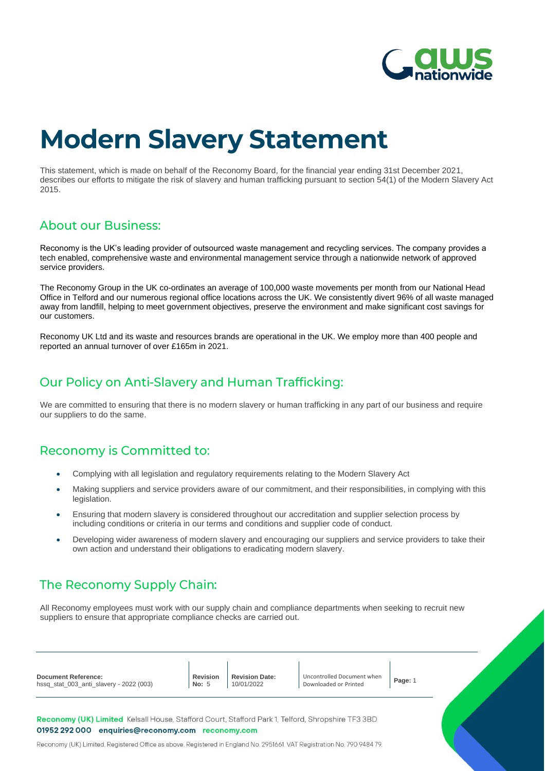# Modern Slavery Statement

This statement, which is made on behalf of the Reconomy Board, for the financial year ending 31st December 2021, describes our efforts to mitigate the risk of slavery and human trafficking pursuant to section 54(1) of the Modern Slavery Act 2015.

## About our Business:

Reconomy is the UK's leading provider of outsourced waste management and recycling services. The company provides a tech enabled, comprehensive waste and environmental management service through a nationwide network of approved service providers.

The Reconomy Group in the UK co-ordinates an average of 100,000 waste movements per month from our National Head Office in Telford and our numerous regional office locations across the UK. We consistently divert 96% of all waste managed away from landfill, helping to meet government objectives, preserve the environment and make significant cost savings for our customers.

Reconomy UK Ltd and its waste and resources brands are operational in the UK. We employ more than 400 people and reported an annual turnover of over £165m in 2021.

## Our Policy on Anti-Slavery and Human Trafficking:

We are committed to ensuring that there is no modern slavery or human trafficking in any part of our business and require our suppliers to do the same.

## Reconomy is Committed to:

- Complying with all legislation and regulatory requirements relating to the Modern Slavery Act
- Making suppliers and service providers aware of our commitment, and their responsibilities, in complying with this legislation.
- Ensuring that modern slavery is considered throughout our accreditation and supplier selection process by including conditions or criteria in our terms and conditions and supplier code of conduct.
- Developing wider awareness of modern slavery and encouraging our suppliers and service providers to take their own action and understand their obligations to eradicating modern slavery.

## The Reconomy Supply Chain:

All Reconomy employees must work with our supply chain and compliance departments when seeking to recruit new suppliers to ensure that appropriate compliance checks are carried out.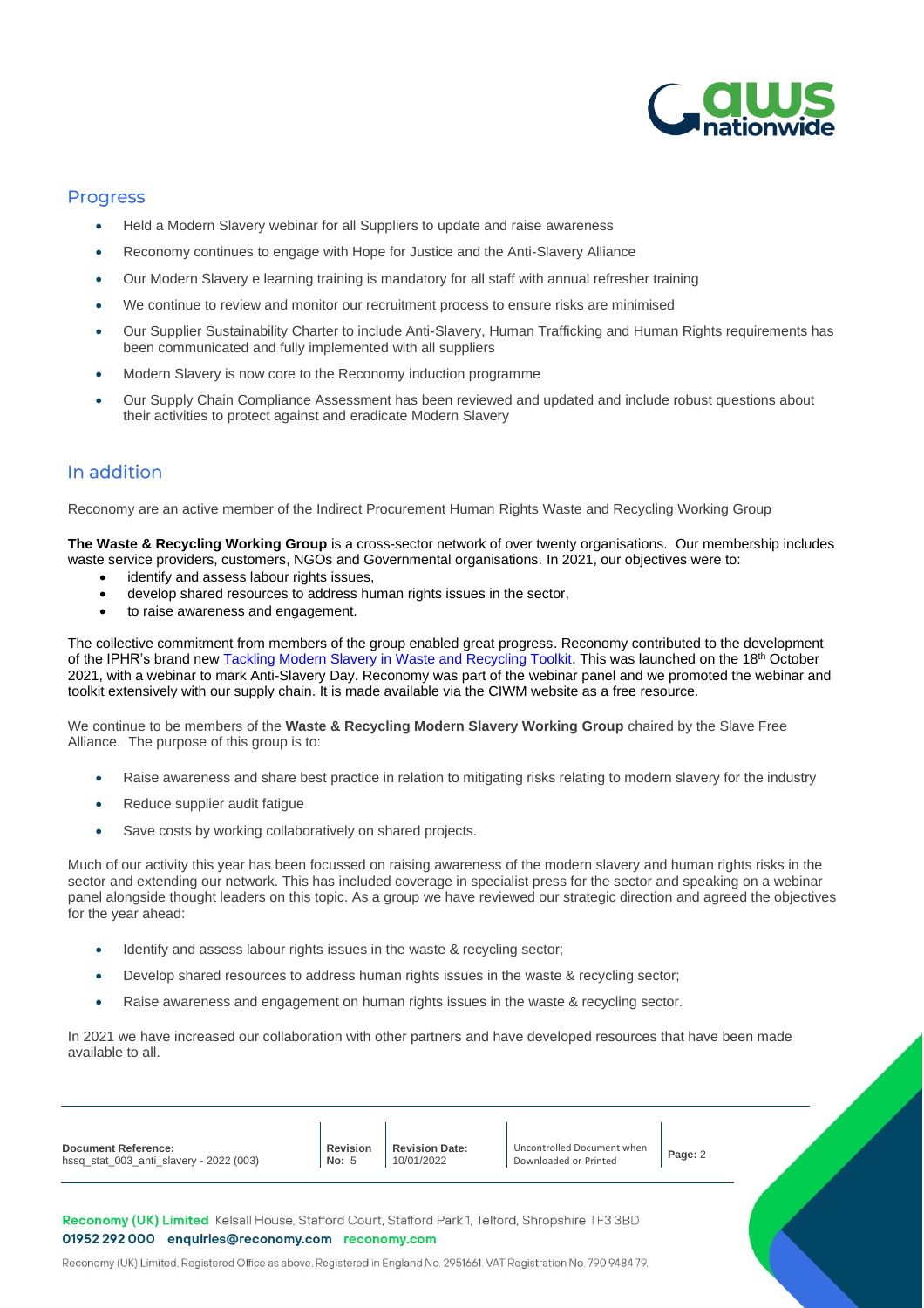## Progress

- Held a Modern Slavery webinar for all Suppliers to update and raise awareness
- Reconomy continues to engage with Hope for Justice and the Anti-Slavery Alliance
- Our Modern Slavery e learning training is mandatory for all staff with annual refresher training
- We continue to review and monitor our recruitment process to ensure risks are minimised
- Our Supplier Sustainability Charter to include Anti-Slavery, Human Trafficking and Human Rights requirements has been communicated and fully implemented with all suppliers
- Modern Slavery is now core to the Reconomy induction programme
- Our Supply Chain Compliance Assessment has been reviewed and updated and include robust questions about their activities to protect against and eradicate Modern Slavery

## In addition

Reconomy are an active member of the Indirect Procurement Human Rights Waste and Recycling Working Group

**The Waste & Recycling Working Group** is a cross-sector network of over twenty organisations. Our membership includes waste service providers, customers, NGOs and Governmental organisations. In 2021, our objectives were to:

- identify and assess labour rights issues,
- develop shared resources to address human rights issues in the sector,
- to raise awareness and engagement.

The collective commitment from members of the group enabled great progress. Reconomy contributed to the development of the IPHR's brand new Tackling Modern Slavery in Waste and Recycling Toolkit. This was launched on the 18th October 2021, with a webinar to mark Anti-Slavery Day. Reconomy was part of the webinar panel and we promoted the webinar and toolkit extensively with our supply chain. It is made available via the CIWM website as a free resource.

We continue to be members of the **Waste & Recycling Modern Slavery Working Group** chaired by the Slave Free Alliance. The purpose of this group is to:

- Raise awareness and share best practice in relation to mitigating risks relating to modern slavery for the industry
- Reduce supplier audit fatigue
- Save costs by working collaboratively on shared projects.

Much of our activity this year has been focussed on raising awareness of the modern slavery and human rights risks in the sector and extending our network. This has included coverage in specialist press for the sector and speaking on a webinar panel alongside thought leaders on this topic. As a group we have reviewed our strategic direction and agreed the objectives for the year ahead:

- Identify and assess labour rights issues in the waste & recycling sector;
- Develop shared resources to address human rights issues in the waste & recycling sector;
- Raise awareness and engagement on human rights issues in the waste & recycling sector.

In 2021 we have increased our collaboration with other partners and have developed resources that have been made available to all.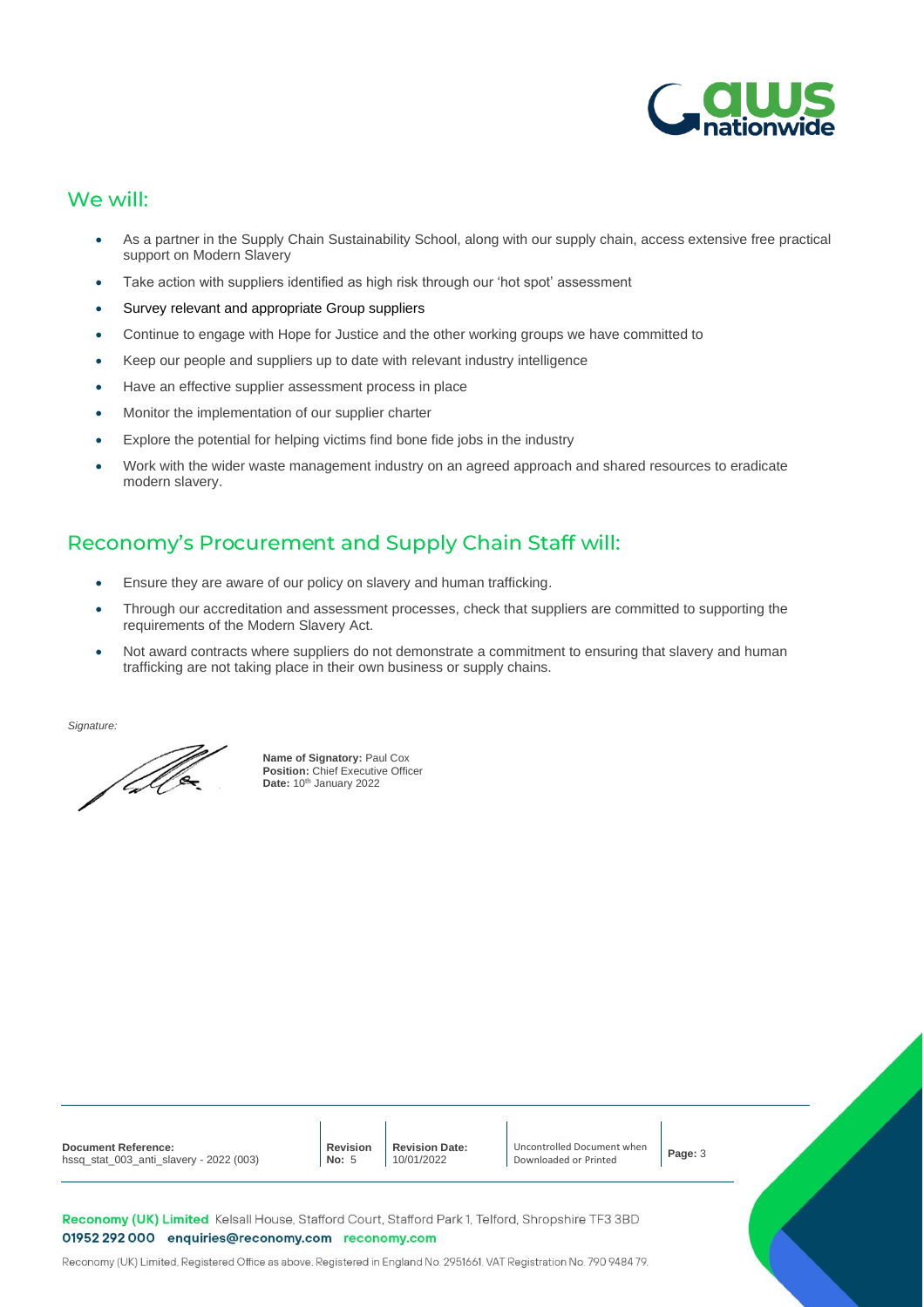## We will:

- As a partner in the Supply Chain Sustainability School, along with our supply chain, access extensive free practical support on Modern Slavery
- Take action with suppliers identified as high risk through our 'hot spot' assessment
- Survey relevant and appropriate Group suppliers
- Continue to engage with Hope for Justice and the other working groups we have committed to
- Keep our people and suppliers up to date with relevant industry intelligence
- Have an effective supplier assessment process in place
- Monitor the implementation of our supplier charter
- Explore the potential for helping victims find bone fide jobs in the industry
- Work with the wider waste management industry on an agreed approach and shared resources to eradicate modern slavery.

## Reconomy's Procurement and Supply Chain Staff will:

- Ensure they are aware of our policy on slavery and human trafficking.
- Through our accreditation and assessment processes, check that suppliers are committed to supporting the requirements of the Modern Slavery Act.
- Not award contracts where suppliers do not demonstrate a commitment to ensuring that slavery and human trafficking are not taking place in their own business or supply chains.

*Signature:*

**Name of Signatory:** Paul Cox
**Position:** Chief Executive Officer
**Date:** 10th January 2022

| | | | | |
|---|---|---|---|---|
| **Document Reference:** hssq_stat_003_anti_slavery - 2022 (003) | **Revision No:** 5 | **Revision Date:** 10/01/2022 | Uncontrolled Document when Downloaded or Printed | **Page:** 3 |

**Reconomy (UK) Limited** Kelsall House, Stafford Court, Stafford Park 1, Telford, Shropshire TF3 3BD
**01952 292 000** **enquiries@reconomy.com** **reconomy.com**

Reconomy (UK) Limited. Registered Office as above. Registered in England No. 2951661. VAT Registration No. 790 9484 79.